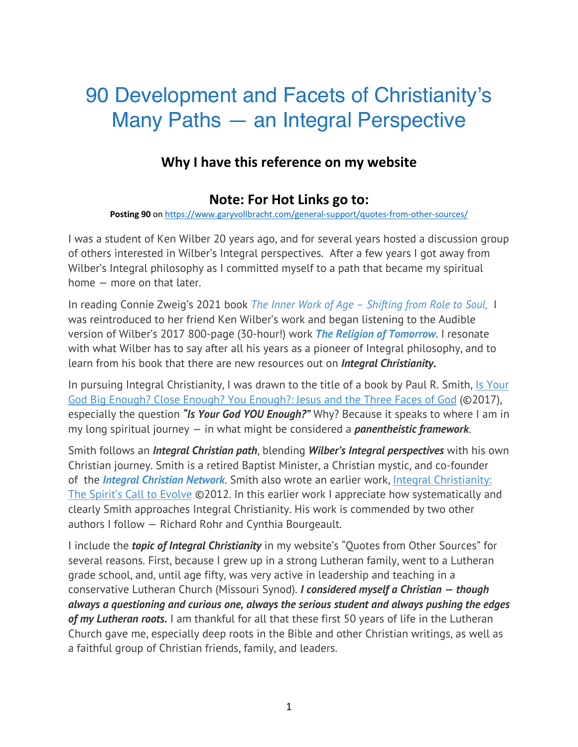# 90 Development and Facets of Christianity's Many Paths — an Integral Perspective

## Why I have this reference on my website

### Note: For Hot Links go to:

**Posting 90** on https://www.garyvollbracht.com/general-support/quotes-from-other-sources/

I was a student of Ken Wilber 20 years ago, and for several years hosted a discussion group of others interested in Wilber's Integral perspectives. After a few years I got away from Wilber's Integral philosophy as I committed myself to a path that became my spiritual home — more on that later.

In reading Connie Zweig's 2021 book *The Inner Work of Age – Shifting from Role to Soul,* I was reintroduced to her friend Ken Wilber's work and began listening to the Audible version of Wilber's 2017 800-page (30-hour!) work ***The Religion of Tomorrow***. I resonate with what Wilber has to say after all his years as a pioneer of Integral philosophy, and to learn from his book that there are new resources out on ***Integral Christianity.***

In pursuing Integral Christianity, I was drawn to the title of a book by Paul R. Smith, Is Your God Big Enough? Close Enough? You Enough?: Jesus and the Three Faces of God (©2017), especially the question ***"Is Your God YOU Enough?"*** Why? Because it speaks to where I am in my long spiritual journey — in what might be considered a ***panentheistic framework***.

Smith follows an ***Integral Christian path***, blending ***Wilber's Integral perspectives*** with his own Christian journey. Smith is a retired Baptist Minister, a Christian mystic, and co-founder of the ***Integral Christian Network***. Smith also wrote an earlier work, Integral Christianity: The Spirit's Call to Evolve ©2012. In this earlier work I appreciate how systematically and clearly Smith approaches Integral Christianity. His work is commended by two other authors I follow — Richard Rohr and Cynthia Bourgeault.

I include the ***topic of Integral Christianity*** in my website's "Quotes from Other Sources" for several reasons. First, because I grew up in a strong Lutheran family, went to a Lutheran grade school, and, until age fifty, was very active in leadership and teaching in a conservative Lutheran Church (Missouri Synod). ***I considered myself a Christian — though always a questioning and curious one, always the serious student and always pushing the edges of my Lutheran roots.*** I am thankful for all that these first 50 years of life in the Lutheran Church gave me, especially deep roots in the Bible and other Christian writings, as well as a faithful group of Christian friends, family, and leaders.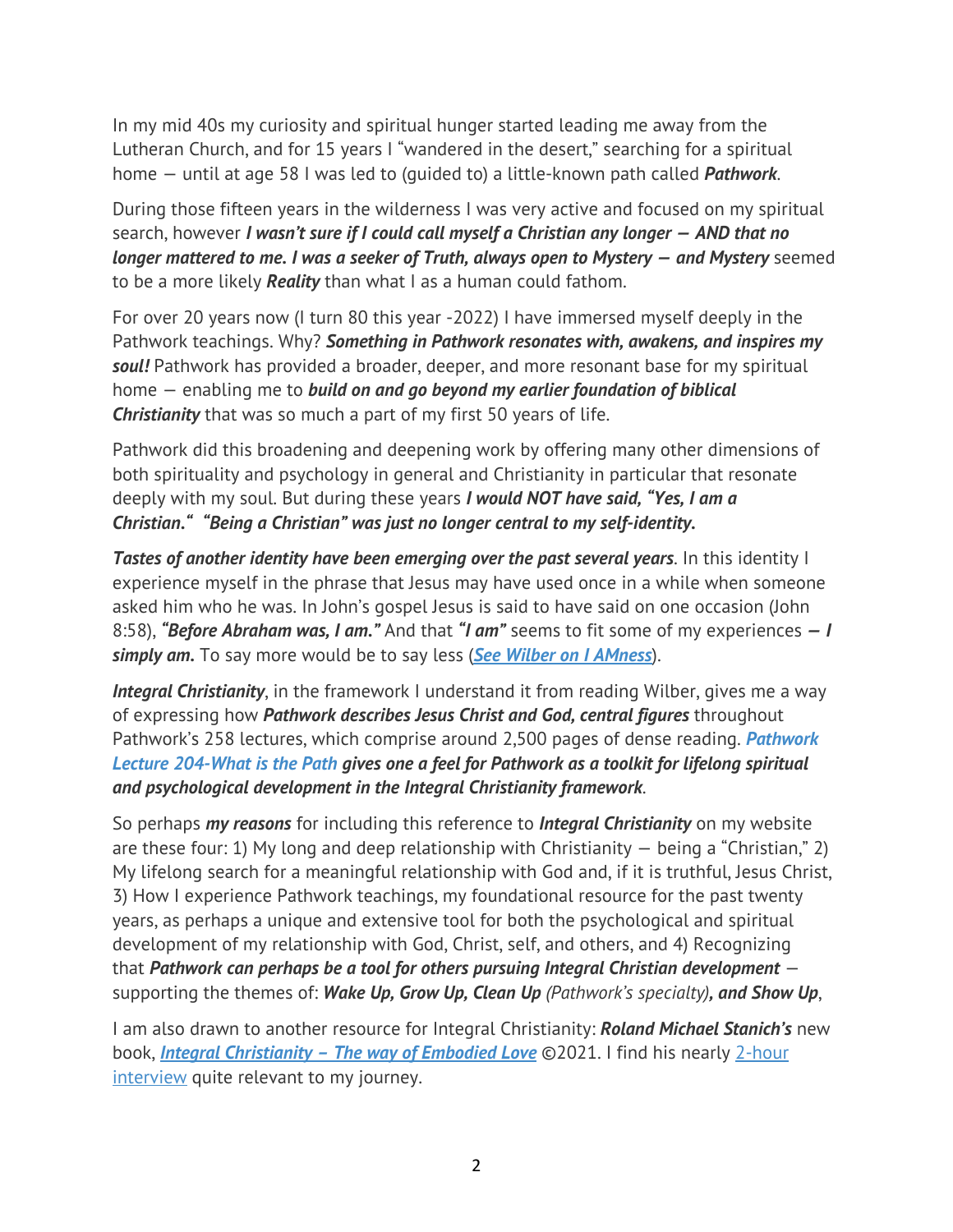In my mid 40s my curiosity and spiritual hunger started leading me away from the Lutheran Church, and for 15 years I "wandered in the desert," searching for a spiritual home — until at age 58 I was led to (guided to) a little-known path called ***Pathwork***.

During those fifteen years in the wilderness I was very active and focused on my spiritual search, however ***I wasn't sure if I could call myself a Christian any longer — AND that no longer mattered to me. I was a seeker of Truth, always open to Mystery — and Mystery*** seemed to be a more likely ***Reality*** than what I as a human could fathom.

For over 20 years now (I turn 80 this year -2022) I have immersed myself deeply in the Pathwork teachings. Why? ***Something in Pathwork resonates with, awakens, and inspires my soul!*** Pathwork has provided a broader, deeper, and more resonant base for my spiritual home — enabling me to ***build on and go beyond my earlier foundation of biblical Christianity*** that was so much a part of my first 50 years of life.

Pathwork did this broadening and deepening work by offering many other dimensions of both spirituality and psychology in general and Christianity in particular that resonate deeply with my soul. But during these years ***I would NOT have said, "Yes, I am a Christian." "Being a Christian" was just no longer central to my self-identity.***

***Tastes of another identity have been emerging over the past several years***. In this identity I experience myself in the phrase that Jesus may have used once in a while when someone asked him who he was. In John's gospel Jesus is said to have said on one occasion (John 8:58), ***"Before Abraham was, I am."*** And that ***"I am"*** seems to fit some of my experiences ***— I simply am.*** To say more would be to say less (***See Wilber on I AMness***).

***Integral Christianity***, in the framework I understand it from reading Wilber, gives me a way of expressing how ***Pathwork describes Jesus Christ and God, central figures*** throughout Pathwork's 258 lectures, which comprise around 2,500 pages of dense reading. ***Pathwork Lecture 204-What is the Path gives one a feel for Pathwork as a toolkit for lifelong spiritual and psychological development in the Integral Christianity framework***.

So perhaps ***my reasons*** for including this reference to ***Integral Christianity*** on my website are these four: 1) My long and deep relationship with Christianity — being a "Christian," 2) My lifelong search for a meaningful relationship with God and, if it is truthful, Jesus Christ, 3) How I experience Pathwork teachings, my foundational resource for the past twenty years, as perhaps a unique and extensive tool for both the psychological and spiritual development of my relationship with God, Christ, self, and others, and 4) Recognizing that ***Pathwork can perhaps be a tool for others pursuing Integral Christian development*** — supporting the themes of: ***Wake Up, Grow Up, Clean Up*** *(Pathwork's specialty)**, and Show Up***,

I am also drawn to another resource for Integral Christianity: ***Roland Michael Stanich's*** new book, ***Integral Christianity – The way of Embodied Love*** ©2021. I find his nearly 2-hour interview quite relevant to my journey.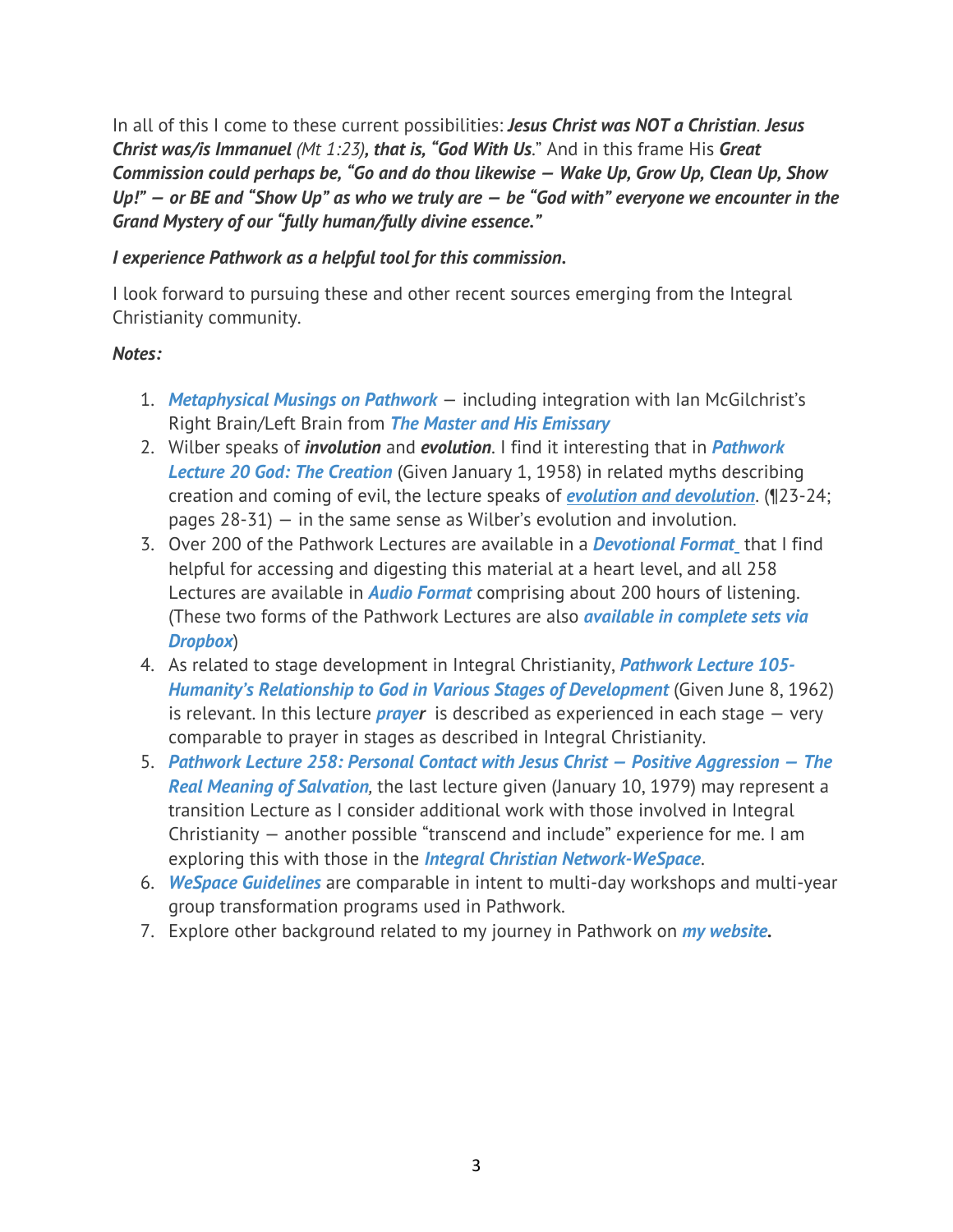In all of this I come to these current possibilities: ***Jesus Christ was NOT a Christian*. *Jesus Christ was/is Immanuel*** *(Mt 1:23)****, that is, "God With Us***." And in this frame His ***Great Commission could perhaps be, "Go and do thou likewise — Wake Up, Grow Up, Clean Up, Show Up!" — or BE and "Show Up" as who we truly are — be "God with" everyone we encounter in the Grand Mystery of our "fully human/fully divine essence."***

***I experience Pathwork as a helpful tool for this commission.***

I look forward to pursuing these and other recent sources emerging from the Integral Christianity community.

***Notes:***

1. ***Metaphysical Musings on Pathwork*** — including integration with Ian McGilchrist's Right Brain/Left Brain from ***The Master and His Emissary***
2. Wilber speaks of ***involution*** and ***evolution***. I find it interesting that in ***Pathwork Lecture 20 God: The Creation*** (Given January 1, 1958) in related myths describing creation and coming of evil, the lecture speaks of ***evolution and devolution***. (¶23-24; pages 28-31) — in the same sense as Wilber's evolution and involution.
3. Over 200 of the Pathwork Lectures are available in a ***Devotional Format*** that I find helpful for accessing and digesting this material at a heart level, and all 258 Lectures are available in ***Audio Format*** comprising about 200 hours of listening. (These two forms of the Pathwork Lectures are also ***available in complete sets via Dropbox***)
4. As related to stage development in Integral Christianity, ***Pathwork Lecture 105- Humanity's Relationship to God in Various Stages of Development*** (Given June 8, 1962) is relevant. In this lecture ***prayer*** is described as experienced in each stage — very comparable to prayer in stages as described in Integral Christianity.
5. ***Pathwork Lecture 258: Personal Contact with Jesus Christ — Positive Aggression — The Real Meaning of Salvation****,* the last lecture given (January 10, 1979) may represent a transition Lecture as I consider additional work with those involved in Integral Christianity — another possible "transcend and include" experience for me. I am exploring this with those in the ***Integral Christian Network-WeSpace***.
6. ***WeSpace Guidelines*** are comparable in intent to multi-day workshops and multi-year group transformation programs used in Pathwork.
7. Explore other background related to my journey in Pathwork on ***my website*.**